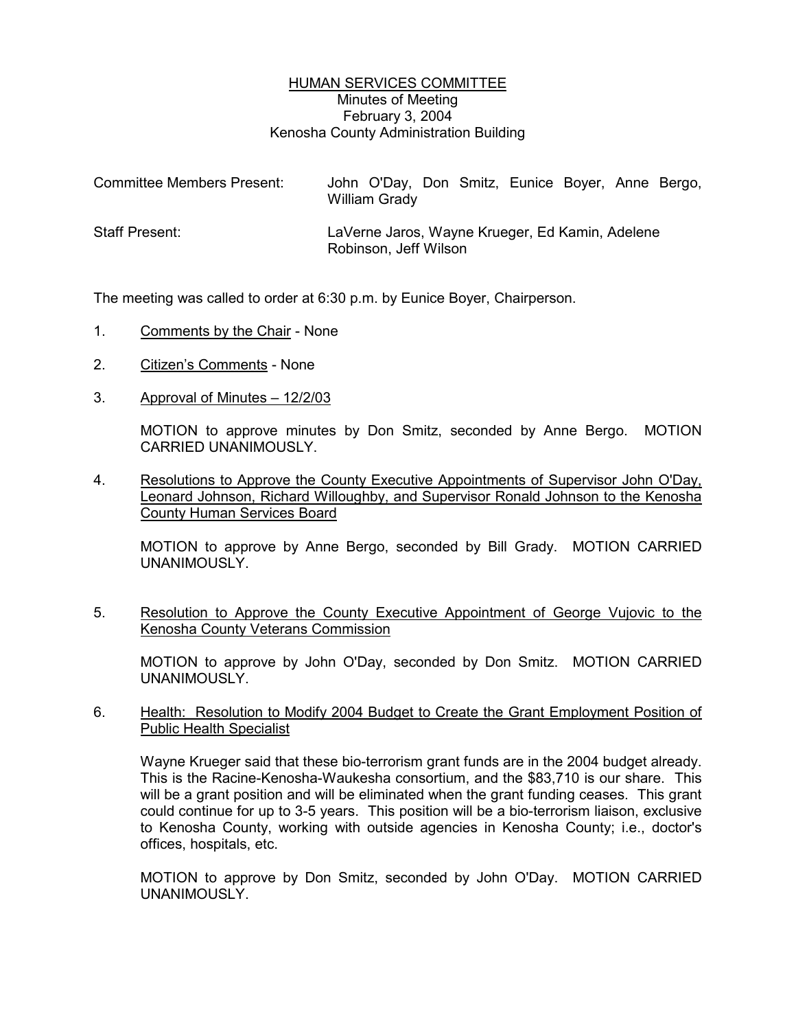# HUMAN SERVICES COMMITTEE

Minutes of Meeting
February 3, 2004
Kenosha County Administration Building

Committee Members Present: John O'Day, Don Smitz, Eunice Boyer, Anne Bergo, William Grady

Staff Present: LaVerne Jaros, Wayne Krueger, Ed Kamin, Adelene Robinson, Jeff Wilson

The meeting was called to order at 6:30 p.m. by Eunice Boyer, Chairperson.

1. Comments by the Chair - None

2. Citizen's Comments - None

3. Approval of Minutes – 12/2/03

   MOTION to approve minutes by Don Smitz, seconded by Anne Bergo. MOTION CARRIED UNANIMOUSLY.

4. Resolutions to Approve the County Executive Appointments of Supervisor John O'Day, Leonard Johnson, Richard Willoughby, and Supervisor Ronald Johnson to the Kenosha County Human Services Board

   MOTION to approve by Anne Bergo, seconded by Bill Grady. MOTION CARRIED UNANIMOUSLY.

5. Resolution to Approve the County Executive Appointment of George Vujovic to the Kenosha County Veterans Commission

   MOTION to approve by John O'Day, seconded by Don Smitz. MOTION CARRIED UNANIMOUSLY.

6. Health: Resolution to Modify 2004 Budget to Create the Grant Employment Position of Public Health Specialist

   Wayne Krueger said that these bio-terrorism grant funds are in the 2004 budget already. This is the Racine-Kenosha-Waukesha consortium, and the $83,710 is our share. This will be a grant position and will be eliminated when the grant funding ceases. This grant could continue for up to 3-5 years. This position will be a bio-terrorism liaison, exclusive to Kenosha County, working with outside agencies in Kenosha County; i.e., doctor's offices, hospitals, etc.

   MOTION to approve by Don Smitz, seconded by John O'Day. MOTION CARRIED UNANIMOUSLY.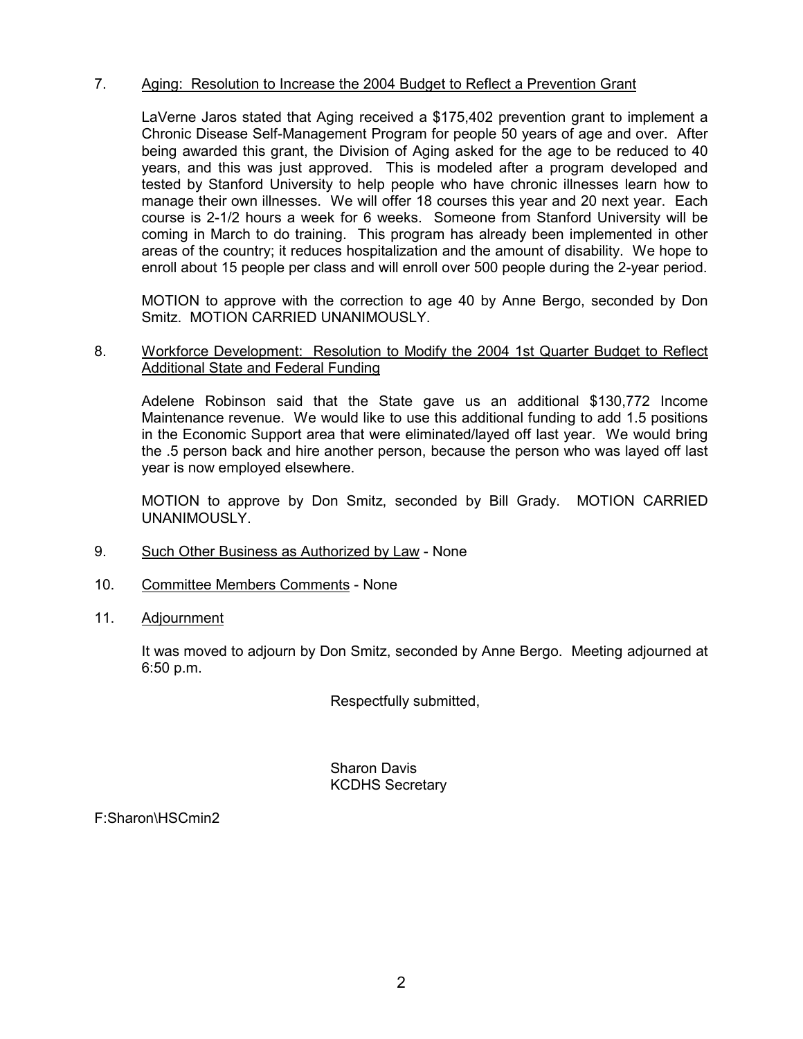7. Aging: Resolution to Increase the 2004 Budget to Reflect a Prevention Grant

   LaVerne Jaros stated that Aging received a $175,402 prevention grant to implement a Chronic Disease Self-Management Program for people 50 years of age and over. After being awarded this grant, the Division of Aging asked for the age to be reduced to 40 years, and this was just approved. This is modeled after a program developed and tested by Stanford University to help people who have chronic illnesses learn how to manage their own illnesses. We will offer 18 courses this year and 20 next year. Each course is 2-1/2 hours a week for 6 weeks. Someone from Stanford University will be coming in March to do training. This program has already been implemented in other areas of the country; it reduces hospitalization and the amount of disability. We hope to enroll about 15 people per class and will enroll over 500 people during the 2-year period.

   MOTION to approve with the correction to age 40 by Anne Bergo, seconded by Don Smitz. MOTION CARRIED UNANIMOUSLY.

8. Workforce Development: Resolution to Modify the 2004 1st Quarter Budget to Reflect Additional State and Federal Funding

   Adelene Robinson said that the State gave us an additional $130,772 Income Maintenance revenue. We would like to use this additional funding to add 1.5 positions in the Economic Support area that were eliminated/layed off last year. We would bring the .5 person back and hire another person, because the person who was layed off last year is now employed elsewhere.

   MOTION to approve by Don Smitz, seconded by Bill Grady. MOTION CARRIED UNANIMOUSLY.

9. Such Other Business as Authorized by Law - None

10. Committee Members Comments - None

11. Adjournment

    It was moved to adjourn by Don Smitz, seconded by Anne Bergo. Meeting adjourned at 6:50 p.m.

Respectfully submitted,

Sharon Davis
KCDHS Secretary

F:Sharon\HSCmin2